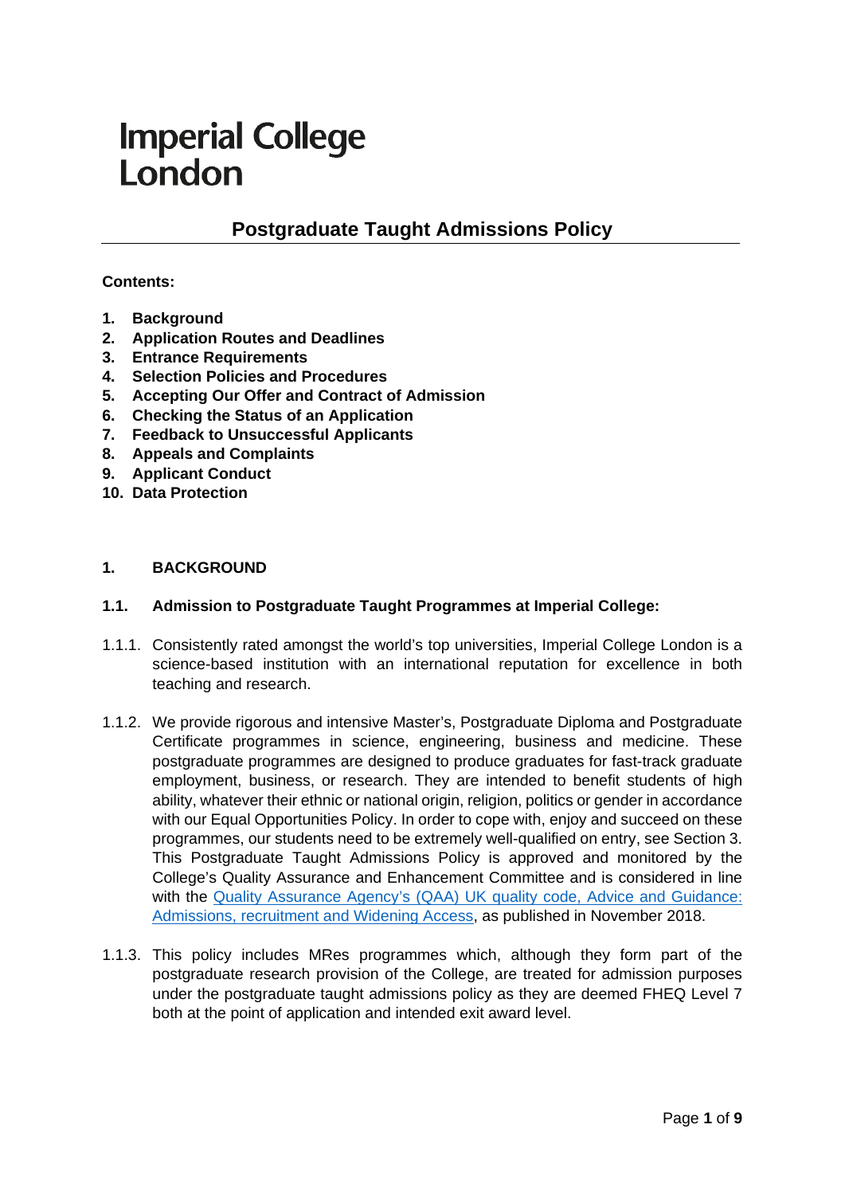# Imperial College London

## Postgraduate Taught Admissions Policy

**Contents:**

1. **Background**
2. **Application Routes and Deadlines**
3. **Entrance Requirements**
4. **Selection Policies and Procedures**
5. **Accepting Our Offer and Contract of Admission**
6. **Checking the Status of an Application**
7. **Feedback to Unsuccessful Applicants**
8. **Appeals and Complaints**
9. **Applicant Conduct**
10. **Data Protection**

### 1. BACKGROUND

#### 1.1. Admission to Postgraduate Taught Programmes at Imperial College:

1.1.1. Consistently rated amongst the world's top universities, Imperial College London is a science-based institution with an international reputation for excellence in both teaching and research.

1.1.2. We provide rigorous and intensive Master's, Postgraduate Diploma and Postgraduate Certificate programmes in science, engineering, business and medicine. These postgraduate programmes are designed to produce graduates for fast-track graduate employment, business, or research. They are intended to benefit students of high ability, whatever their ethnic or national origin, religion, politics or gender in accordance with our Equal Opportunities Policy. In order to cope with, enjoy and succeed on these programmes, our students need to be extremely well-qualified on entry, see Section 3. This Postgraduate Taught Admissions Policy is approved and monitored by the College's Quality Assurance and Enhancement Committee and is considered in line with the Quality Assurance Agency's (QAA) UK quality code, Advice and Guidance: Admissions, recruitment and Widening Access, as published in November 2018.

1.1.3. This policy includes MRes programmes which, although they form part of the postgraduate research provision of the College, are treated for admission purposes under the postgraduate taught admissions policy as they are deemed FHEQ Level 7 both at the point of application and intended exit award level.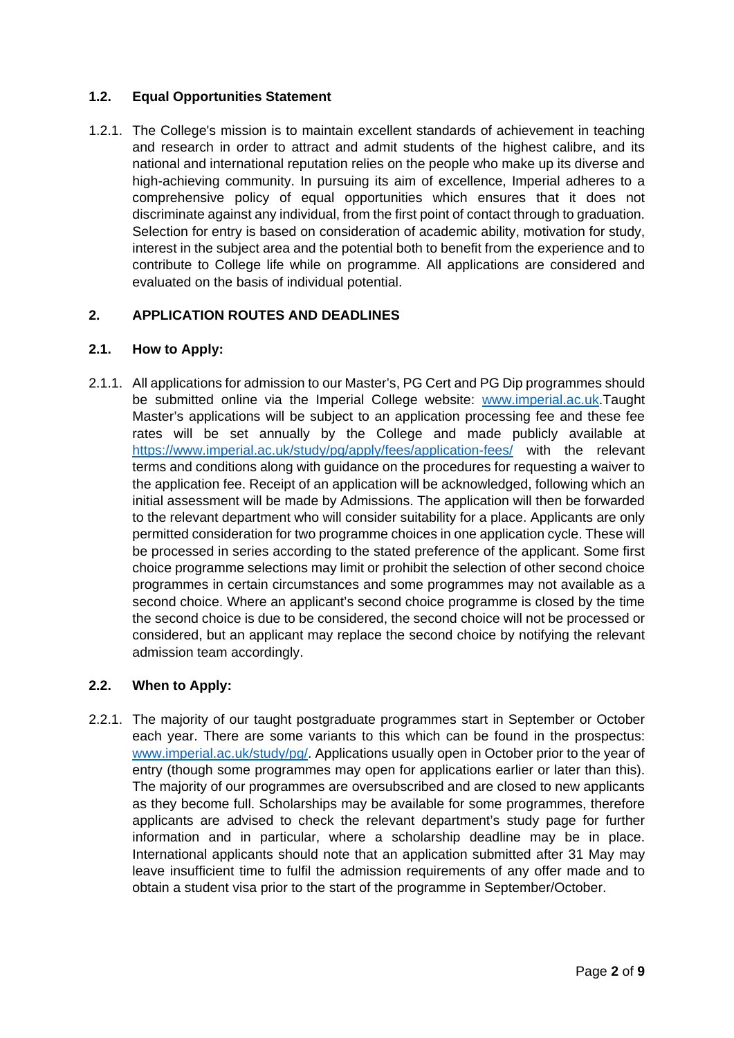### 1.2. Equal Opportunities Statement

1.2.1. The College's mission is to maintain excellent standards of achievement in teaching and research in order to attract and admit students of the highest calibre, and its national and international reputation relies on the people who make up its diverse and high-achieving community. In pursuing its aim of excellence, Imperial adheres to a comprehensive policy of equal opportunities which ensures that it does not discriminate against any individual, from the first point of contact through to graduation. Selection for entry is based on consideration of academic ability, motivation for study, interest in the subject area and the potential both to benefit from the experience and to contribute to College life while on programme. All applications are considered and evaluated on the basis of individual potential.

## 2. APPLICATION ROUTES AND DEADLINES

### 2.1. How to Apply:

2.1.1. All applications for admission to our Master's, PG Cert and PG Dip programmes should be submitted online via the Imperial College website: [www.imperial.ac.uk](www.imperial.ac.uk).Taught Master's applications will be subject to an application processing fee and these fee rates will be set annually by the College and made publicly available at [https://www.imperial.ac.uk/study/pg/apply/fees/application-fees/](https://www.imperial.ac.uk/study/pg/apply/fees/application-fees/) with the relevant terms and conditions along with guidance on the procedures for requesting a waiver to the application fee. Receipt of an application will be acknowledged, following which an initial assessment will be made by Admissions. The application will then be forwarded to the relevant department who will consider suitability for a place. Applicants are only permitted consideration for two programme choices in one application cycle. These will be processed in series according to the stated preference of the applicant. Some first choice programme selections may limit or prohibit the selection of other second choice programmes in certain circumstances and some programmes may not available as a second choice. Where an applicant's second choice programme is closed by the time the second choice is due to be considered, the second choice will not be processed or considered, but an applicant may replace the second choice by notifying the relevant admission team accordingly.

### 2.2. When to Apply:

2.2.1. The majority of our taught postgraduate programmes start in September or October each year. There are some variants to this which can be found in the prospectus: [www.imperial.ac.uk/study/pg/](www.imperial.ac.uk/study/pg/). Applications usually open in October prior to the year of entry (though some programmes may open for applications earlier or later than this). The majority of our programmes are oversubscribed and are closed to new applicants as they become full. Scholarships may be available for some programmes, therefore applicants are advised to check the relevant department's study page for further information and in particular, where a scholarship deadline may be in place. International applicants should note that an application submitted after 31 May may leave insufficient time to fulfil the admission requirements of any offer made and to obtain a student visa prior to the start of the programme in September/October.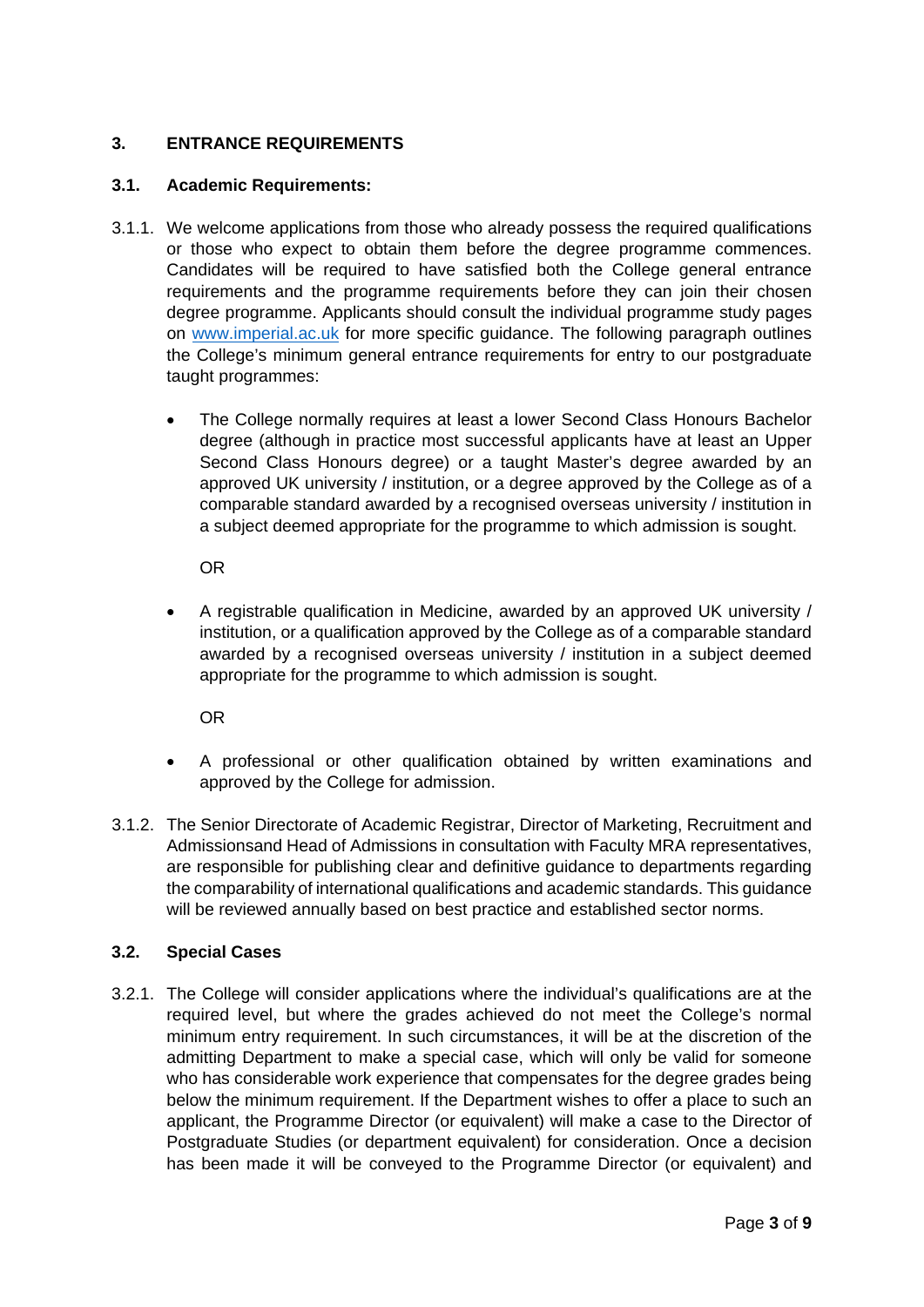## 3. ENTRANCE REQUIREMENTS

### 3.1. Academic Requirements:

3.1.1. We welcome applications from those who already possess the required qualifications or those who expect to obtain them before the degree programme commences. Candidates will be required to have satisfied both the College general entrance requirements and the programme requirements before they can join their chosen degree programme. Applicants should consult the individual programme study pages on [www.imperial.ac.uk](http://www.imperial.ac.uk) for more specific guidance. The following paragraph outlines the College's minimum general entrance requirements for entry to our postgraduate taught programmes:

- The College normally requires at least a lower Second Class Honours Bachelor degree (although in practice most successful applicants have at least an Upper Second Class Honours degree) or a taught Master's degree awarded by an approved UK university / institution, or a degree approved by the College as of a comparable standard awarded by a recognised overseas university / institution in a subject deemed appropriate for the programme to which admission is sought.

  OR

- A registrable qualification in Medicine, awarded by an approved UK university / institution, or a qualification approved by the College as of a comparable standard awarded by a recognised overseas university / institution in a subject deemed appropriate for the programme to which admission is sought.

  OR

- A professional or other qualification obtained by written examinations and approved by the College for admission.

3.1.2. The Senior Directorate of Academic Registrar, Director of Marketing, Recruitment and Admissionsand Head of Admissions in consultation with Faculty MRA representatives, are responsible for publishing clear and definitive guidance to departments regarding the comparability of international qualifications and academic standards. This guidance will be reviewed annually based on best practice and established sector norms.

### 3.2. Special Cases

3.2.1. The College will consider applications where the individual's qualifications are at the required level, but where the grades achieved do not meet the College's normal minimum entry requirement. In such circumstances, it will be at the discretion of the admitting Department to make a special case, which will only be valid for someone who has considerable work experience that compensates for the degree grades being below the minimum requirement. If the Department wishes to offer a place to such an applicant, the Programme Director (or equivalent) will make a case to the Director of Postgraduate Studies (or department equivalent) for consideration. Once a decision has been made it will be conveyed to the Programme Director (or equivalent) and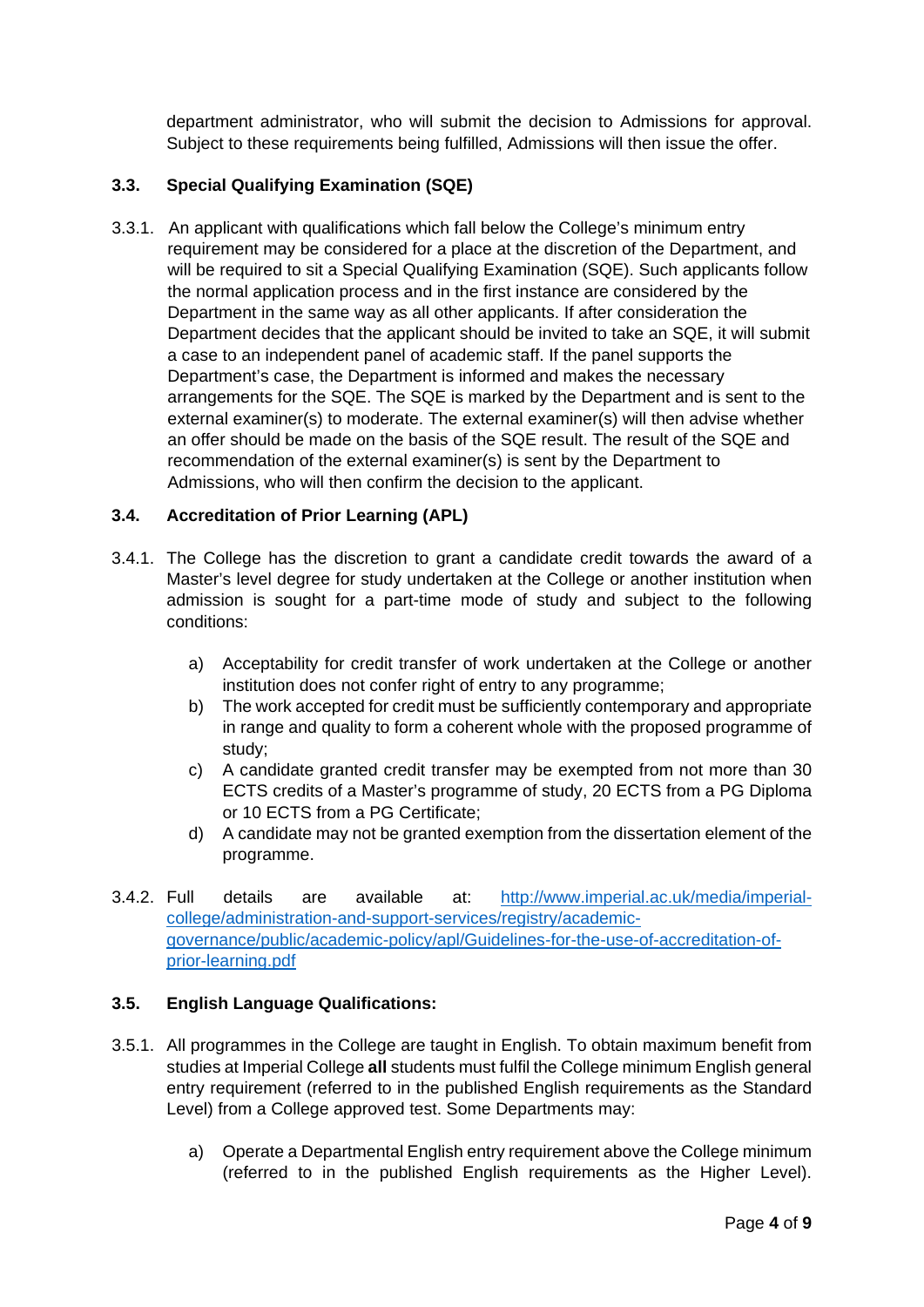department administrator, who will submit the decision to Admissions for approval. Subject to these requirements being fulfilled, Admissions will then issue the offer.

### 3.3. Special Qualifying Examination (SQE)

3.3.1. An applicant with qualifications which fall below the College's minimum entry requirement may be considered for a place at the discretion of the Department, and will be required to sit a Special Qualifying Examination (SQE). Such applicants follow the normal application process and in the first instance are considered by the Department in the same way as all other applicants. If after consideration the Department decides that the applicant should be invited to take an SQE, it will submit a case to an independent panel of academic staff. If the panel supports the Department's case, the Department is informed and makes the necessary arrangements for the SQE. The SQE is marked by the Department and is sent to the external examiner(s) to moderate. The external examiner(s) will then advise whether an offer should be made on the basis of the SQE result. The result of the SQE and recommendation of the external examiner(s) is sent by the Department to Admissions, who will then confirm the decision to the applicant.

### 3.4. Accreditation of Prior Learning (APL)

3.4.1. The College has the discretion to grant a candidate credit towards the award of a Master's level degree for study undertaken at the College or another institution when admission is sought for a part-time mode of study and subject to the following conditions:

a) Acceptability for credit transfer of work undertaken at the College or another institution does not confer right of entry to any programme;
b) The work accepted for credit must be sufficiently contemporary and appropriate in range and quality to form a coherent whole with the proposed programme of study;
c) A candidate granted credit transfer may be exempted from not more than 30 ECTS credits of a Master's programme of study, 20 ECTS from a PG Diploma or 10 ECTS from a PG Certificate;
d) A candidate may not be granted exemption from the dissertation element of the programme.

3.4.2. Full details are available at: [http://www.imperial.ac.uk/media/imperial-college/administration-and-support-services/registry/academic-governance/public/academic-policy/apl/Guidelines-for-the-use-of-accreditation-of-prior-learning.pdf](http://www.imperial.ac.uk/media/imperial-college/administration-and-support-services/registry/academic-governance/public/academic-policy/apl/Guidelines-for-the-use-of-accreditation-of-prior-learning.pdf)

### 3.5. English Language Qualifications:

3.5.1. All programmes in the College are taught in English. To obtain maximum benefit from studies at Imperial College **all** students must fulfil the College minimum English general entry requirement (referred to in the published English requirements as the Standard Level) from a College approved test. Some Departments may:

a) Operate a Departmental English entry requirement above the College minimum (referred to in the published English requirements as the Higher Level).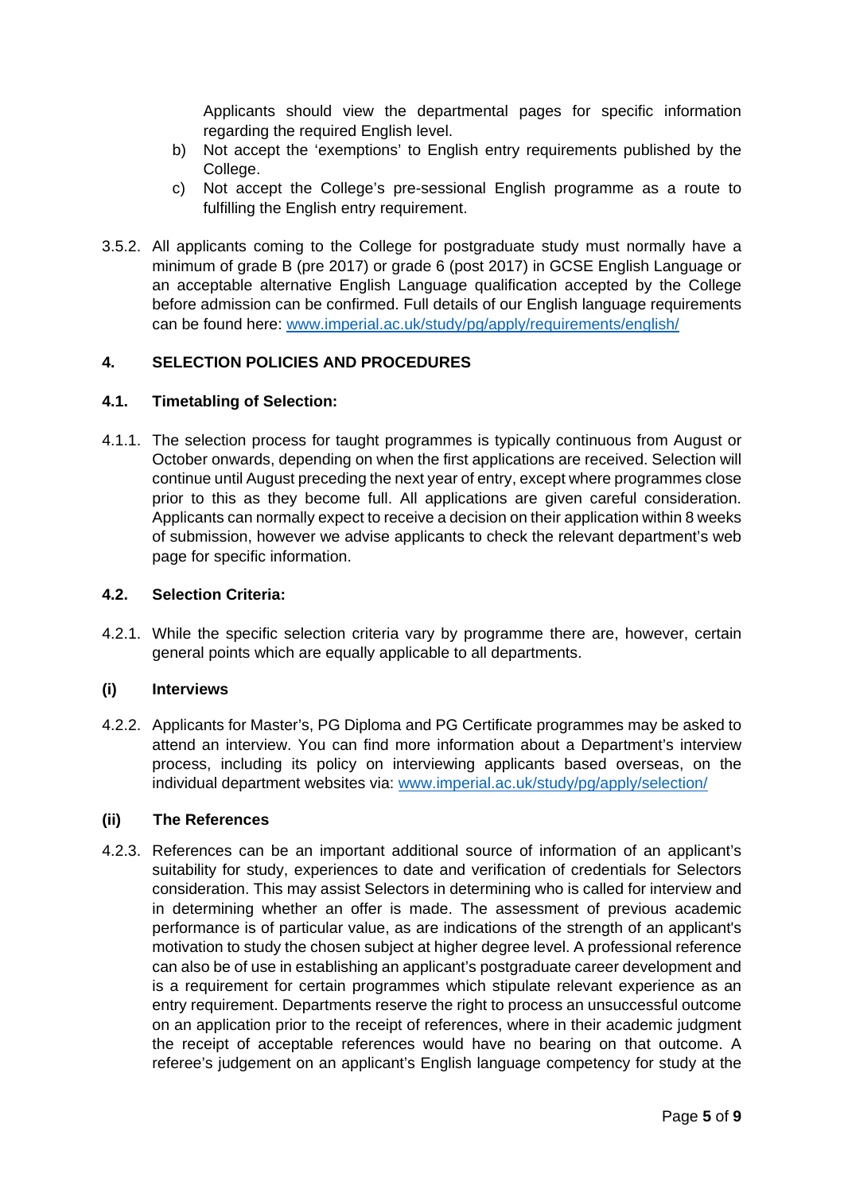Applicants should view the departmental pages for specific information regarding the required English level.

b) Not accept the 'exemptions' to English entry requirements published by the College.

c) Not accept the College's pre-sessional English programme as a route to fulfilling the English entry requirement.

3.5.2. All applicants coming to the College for postgraduate study must normally have a minimum of grade B (pre 2017) or grade 6 (post 2017) in GCSE English Language or an acceptable alternative English Language qualification accepted by the College before admission can be confirmed. Full details of our English language requirements can be found here: [www.imperial.ac.uk/study/pg/apply/requirements/english/](www.imperial.ac.uk/study/pg/apply/requirements/english/)

## 4. SELECTION POLICIES AND PROCEDURES

### 4.1. Timetabling of Selection:

4.1.1. The selection process for taught programmes is typically continuous from August or October onwards, depending on when the first applications are received. Selection will continue until August preceding the next year of entry, except where programmes close prior to this as they become full. All applications are given careful consideration. Applicants can normally expect to receive a decision on their application within 8 weeks of submission, however we advise applicants to check the relevant department's web page for specific information.

### 4.2. Selection Criteria:

4.2.1. While the specific selection criteria vary by programme there are, however, certain general points which are equally applicable to all departments.

**(i) Interviews**

4.2.2. Applicants for Master's, PG Diploma and PG Certificate programmes may be asked to attend an interview. You can find more information about a Department's interview process, including its policy on interviewing applicants based overseas, on the individual department websites via: [www.imperial.ac.uk/study/pg/apply/selection/](www.imperial.ac.uk/study/pg/apply/selection/)

**(ii) The References**

4.2.3. References can be an important additional source of information of an applicant's suitability for study, experiences to date and verification of credentials for Selectors consideration. This may assist Selectors in determining who is called for interview and in determining whether an offer is made. The assessment of previous academic performance is of particular value, as are indications of the strength of an applicant's motivation to study the chosen subject at higher degree level. A professional reference can also be of use in establishing an applicant's postgraduate career development and is a requirement for certain programmes which stipulate relevant experience as an entry requirement. Departments reserve the right to process an unsuccessful outcome on an application prior to the receipt of references, where in their academic judgment the receipt of acceptable references would have no bearing on that outcome. A referee's judgement on an applicant's English language competency for study at the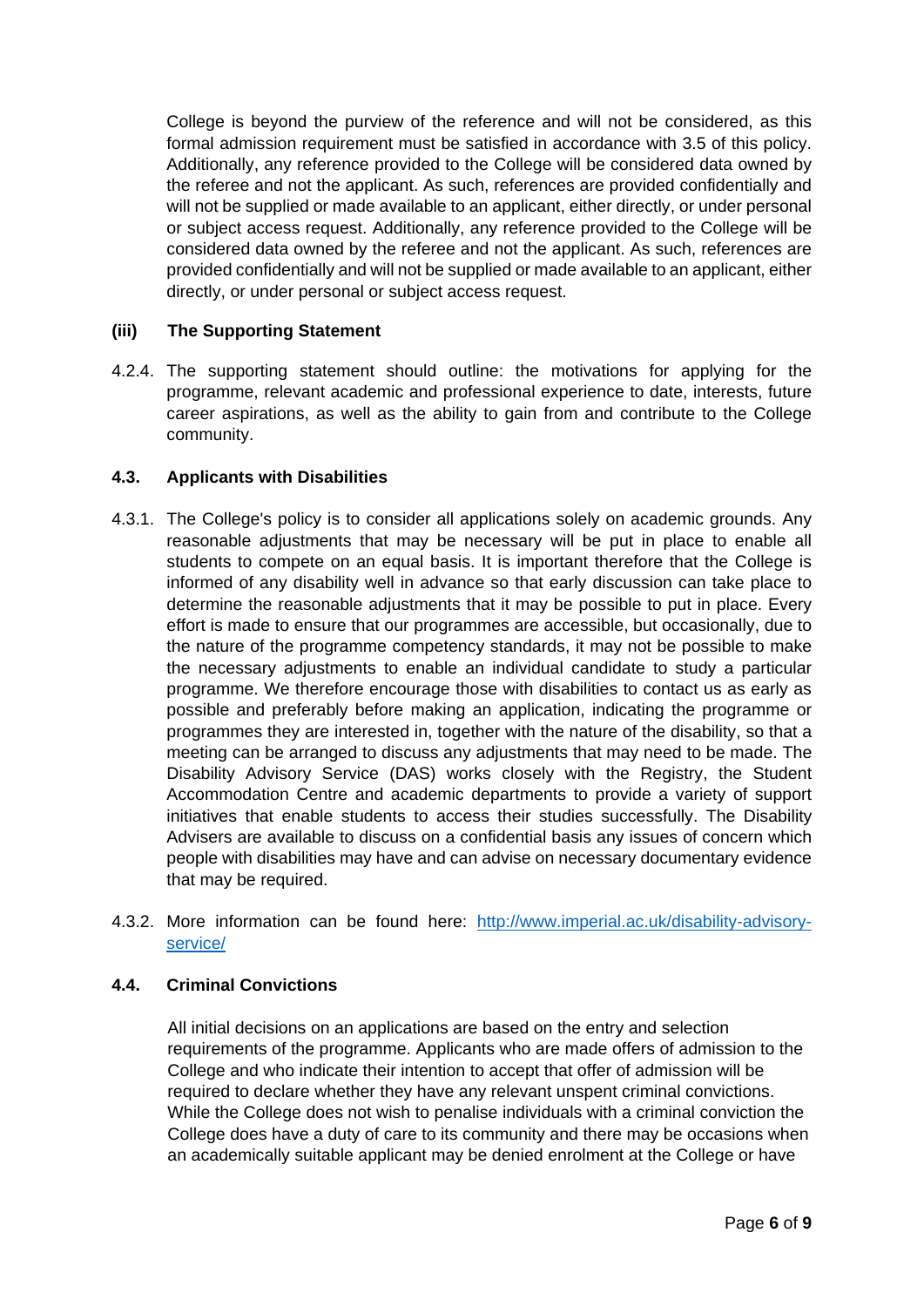College is beyond the purview of the reference and will not be considered, as this formal admission requirement must be satisfied in accordance with 3.5 of this policy. Additionally, any reference provided to the College will be considered data owned by the referee and not the applicant. As such, references are provided confidentially and will not be supplied or made available to an applicant, either directly, or under personal or subject access request. Additionally, any reference provided to the College will be considered data owned by the referee and not the applicant. As such, references are provided confidentially and will not be supplied or made available to an applicant, either directly, or under personal or subject access request.

**(iii) The Supporting Statement**

4.2.4. The supporting statement should outline: the motivations for applying for the programme, relevant academic and professional experience to date, interests, future career aspirations, as well as the ability to gain from and contribute to the College community.

### 4.3. Applicants with Disabilities

4.3.1. The College's policy is to consider all applications solely on academic grounds. Any reasonable adjustments that may be necessary will be put in place to enable all students to compete on an equal basis. It is important therefore that the College is informed of any disability well in advance so that early discussion can take place to determine the reasonable adjustments that it may be possible to put in place. Every effort is made to ensure that our programmes are accessible, but occasionally, due to the nature of the programme competency standards, it may not be possible to make the necessary adjustments to enable an individual candidate to study a particular programme. We therefore encourage those with disabilities to contact us as early as possible and preferably before making an application, indicating the programme or programmes they are interested in, together with the nature of the disability, so that a meeting can be arranged to discuss any adjustments that may need to be made. The Disability Advisory Service (DAS) works closely with the Registry, the Student Accommodation Centre and academic departments to provide a variety of support initiatives that enable students to access their studies successfully. The Disability Advisers are available to discuss on a confidential basis any issues of concern which people with disabilities may have and can advise on necessary documentary evidence that may be required.

4.3.2. More information can be found here: [http://www.imperial.ac.uk/disability-advisory-service/](http://www.imperial.ac.uk/disability-advisory-service/)

### 4.4. Criminal Convictions

All initial decisions on an applications are based on the entry and selection requirements of the programme. Applicants who are made offers of admission to the College and who indicate their intention to accept that offer of admission will be required to declare whether they have any relevant unspent criminal convictions. While the College does not wish to penalise individuals with a criminal conviction the College does have a duty of care to its community and there may be occasions when an academically suitable applicant may be denied enrolment at the College or have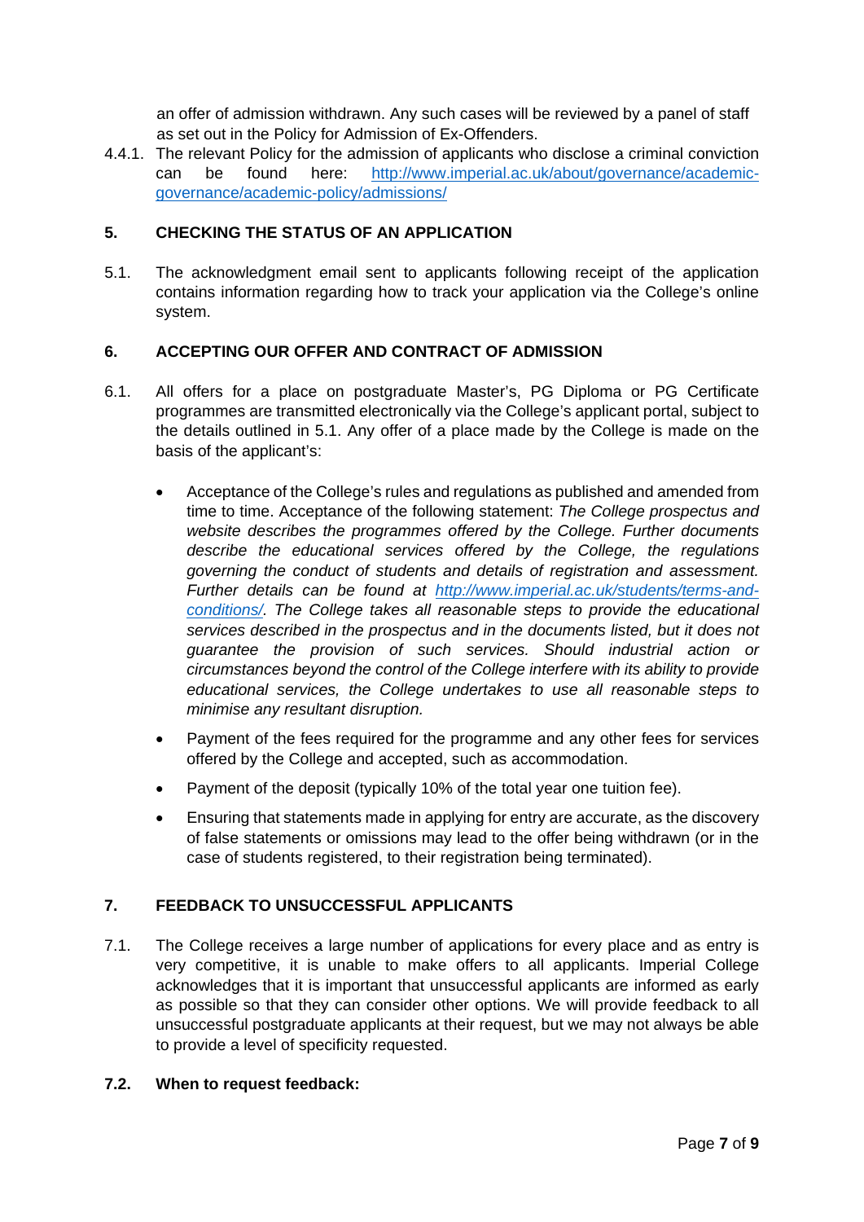an offer of admission withdrawn. Any such cases will be reviewed by a panel of staff as set out in the Policy for Admission of Ex-Offenders.

4.4.1. The relevant Policy for the admission of applicants who disclose a criminal conviction can be found here: [http://www.imperial.ac.uk/about/governance/academic-governance/academic-policy/admissions/](http://www.imperial.ac.uk/about/governance/academic-governance/academic-policy/admissions/)

## 5. CHECKING THE STATUS OF AN APPLICATION

5.1. The acknowledgment email sent to applicants following receipt of the application contains information regarding how to track your application via the College's online system.

## 6. ACCEPTING OUR OFFER AND CONTRACT OF ADMISSION

6.1. All offers for a place on postgraduate Master's, PG Diploma or PG Certificate programmes are transmitted electronically via the College's applicant portal, subject to the details outlined in 5.1. Any offer of a place made by the College is made on the basis of the applicant's:

- Acceptance of the College's rules and regulations as published and amended from time to time. Acceptance of the following statement: *The College prospectus and website describes the programmes offered by the College. Further documents describe the educational services offered by the College, the regulations governing the conduct of students and details of registration and assessment. Further details can be found at [http://www.imperial.ac.uk/students/terms-and-conditions/](http://www.imperial.ac.uk/students/terms-and-conditions/). The College takes all reasonable steps to provide the educational services described in the prospectus and in the documents listed, but it does not guarantee the provision of such services. Should industrial action or circumstances beyond the control of the College interfere with its ability to provide educational services, the College undertakes to use all reasonable steps to minimise any resultant disruption.*
- Payment of the fees required for the programme and any other fees for services offered by the College and accepted, such as accommodation.
- Payment of the deposit (typically 10% of the total year one tuition fee).
- Ensuring that statements made in applying for entry are accurate, as the discovery of false statements or omissions may lead to the offer being withdrawn (or in the case of students registered, to their registration being terminated).

## 7. FEEDBACK TO UNSUCCESSFUL APPLICANTS

7.1. The College receives a large number of applications for every place and as entry is very competitive, it is unable to make offers to all applicants. Imperial College acknowledges that it is important that unsuccessful applicants are informed as early as possible so that they can consider other options. We will provide feedback to all unsuccessful postgraduate applicants at their request, but we may not always be able to provide a level of specificity requested.

### 7.2. When to request feedback: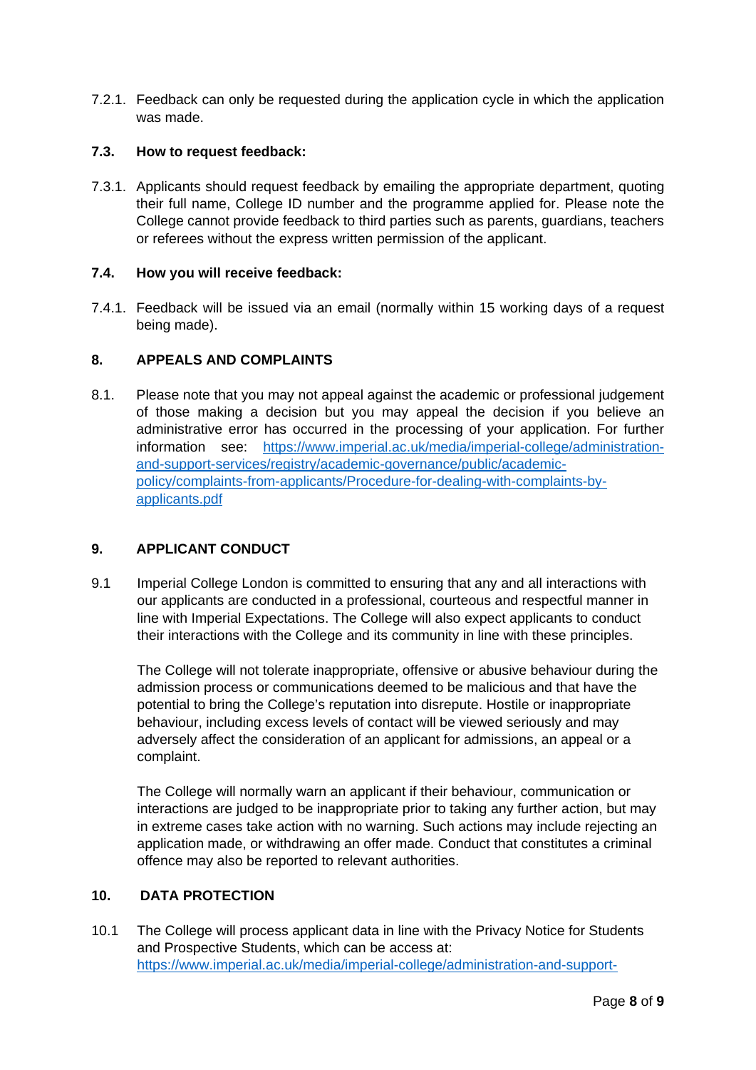7.2.1. Feedback can only be requested during the application cycle in which the application was made.

### 7.3. How to request feedback:

7.3.1. Applicants should request feedback by emailing the appropriate department, quoting their full name, College ID number and the programme applied for. Please note the College cannot provide feedback to third parties such as parents, guardians, teachers or referees without the express written permission of the applicant.

### 7.4. How you will receive feedback:

7.4.1. Feedback will be issued via an email (normally within 15 working days of a request being made).

## 8. APPEALS AND COMPLAINTS

8.1. Please note that you may not appeal against the academic or professional judgement of those making a decision but you may appeal the decision if you believe an administrative error has occurred in the processing of your application. For further information see: [https://www.imperial.ac.uk/media/imperial-college/administration-and-support-services/registry/academic-governance/public/academic-policy/complaints-from-applicants/Procedure-for-dealing-with-complaints-by-applicants.pdf](https://www.imperial.ac.uk/media/imperial-college/administration-and-support-services/registry/academic-governance/public/academic-policy/complaints-from-applicants/Procedure-for-dealing-with-complaints-by-applicants.pdf)

## 9. APPLICANT CONDUCT

9.1 Imperial College London is committed to ensuring that any and all interactions with our applicants are conducted in a professional, courteous and respectful manner in line with Imperial Expectations. The College will also expect applicants to conduct their interactions with the College and its community in line with these principles.

The College will not tolerate inappropriate, offensive or abusive behaviour during the admission process or communications deemed to be malicious and that have the potential to bring the College's reputation into disrepute. Hostile or inappropriate behaviour, including excess levels of contact will be viewed seriously and may adversely affect the consideration of an applicant for admissions, an appeal or a complaint.

The College will normally warn an applicant if their behaviour, communication or interactions are judged to be inappropriate prior to taking any further action, but may in extreme cases take action with no warning. Such actions may include rejecting an application made, or withdrawing an offer made. Conduct that constitutes a criminal offence may also be reported to relevant authorities.

## 10. DATA PROTECTION

10.1 The College will process applicant data in line with the Privacy Notice for Students and Prospective Students, which can be access at: https://www.imperial.ac.uk/media/imperial-college/administration-and-support-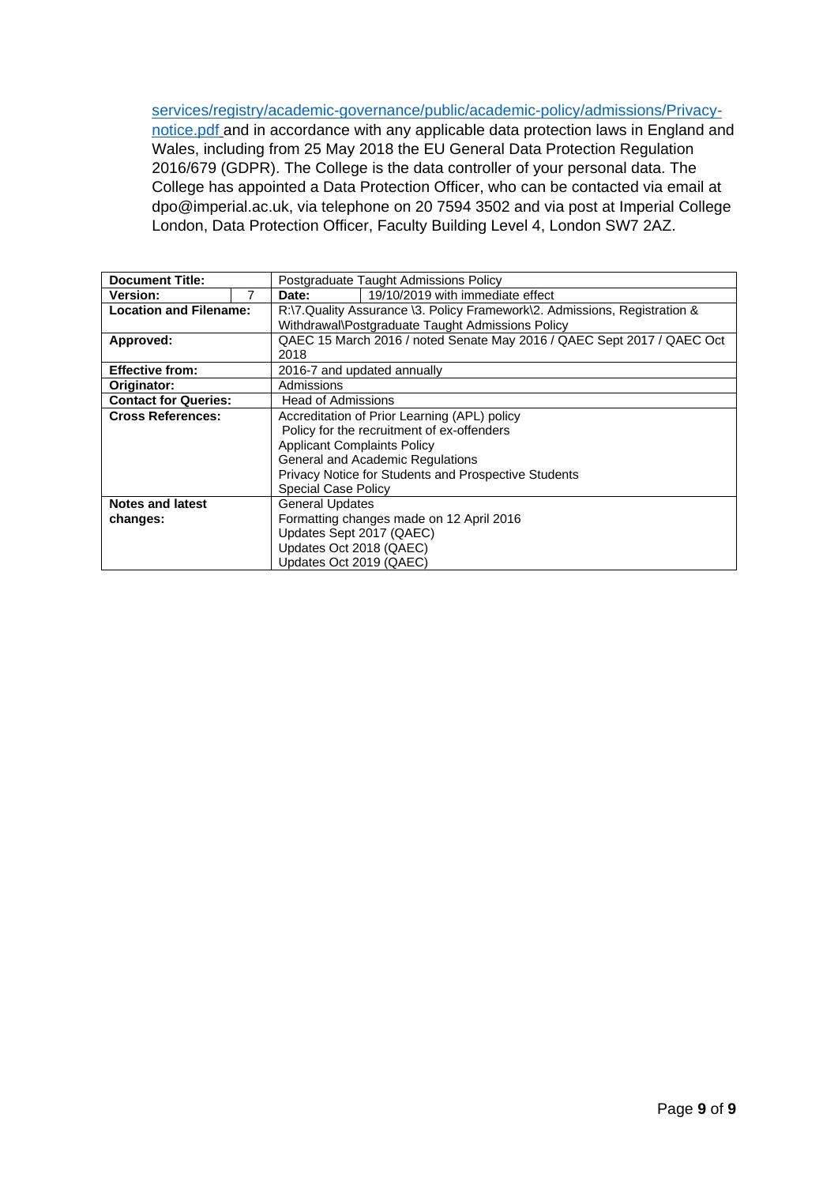services/registry/academic-governance/public/academic-policy/admissions/Privacy-notice.pdf and in accordance with any applicable data protection laws in England and Wales, including from 25 May 2018 the EU General Data Protection Regulation 2016/679 (GDPR). The College is the data controller of your personal data. The College has appointed a Data Protection Officer, who can be contacted via email at dpo@imperial.ac.uk, via telephone on 20 7594 3502 and via post at Imperial College London, Data Protection Officer, Faculty Building Level 4, London SW7 2AZ.

| | | | |
|---|---|---|---|
| **Document Title:** | | Postgraduate Taught Admissions Policy | |
| **Version:** | 7 | **Date:** | 19/10/2019 with immediate effect |
| **Location and Filename:** | | R:\7.Quality Assurance \3. Policy Framework\2. Admissions, Registration & Withdrawal\Postgraduate Taught Admissions Policy | |
| **Approved:** | | QAEC 15 March 2016 / noted Senate May 2016 / QAEC Sept 2017 / QAEC Oct 2018 | |
| **Effective from:** | | 2016-7 and updated annually | |
| **Originator:** | | Admissions | |
| **Contact for Queries:** | | Head of Admissions | |
| **Cross References:** | | Accreditation of Prior Learning (APL) policy<br>Policy for the recruitment of ex-offenders<br>Applicant Complaints Policy<br>General and Academic Regulations<br>Privacy Notice for Students and Prospective Students<br>Special Case Policy | |
| **Notes and latest changes:** | | General Updates<br>Formatting changes made on 12 April 2016<br>Updates Sept 2017 (QAEC)<br>Updates Oct 2018 (QAEC)<br>Updates Oct 2019 (QAEC) | |